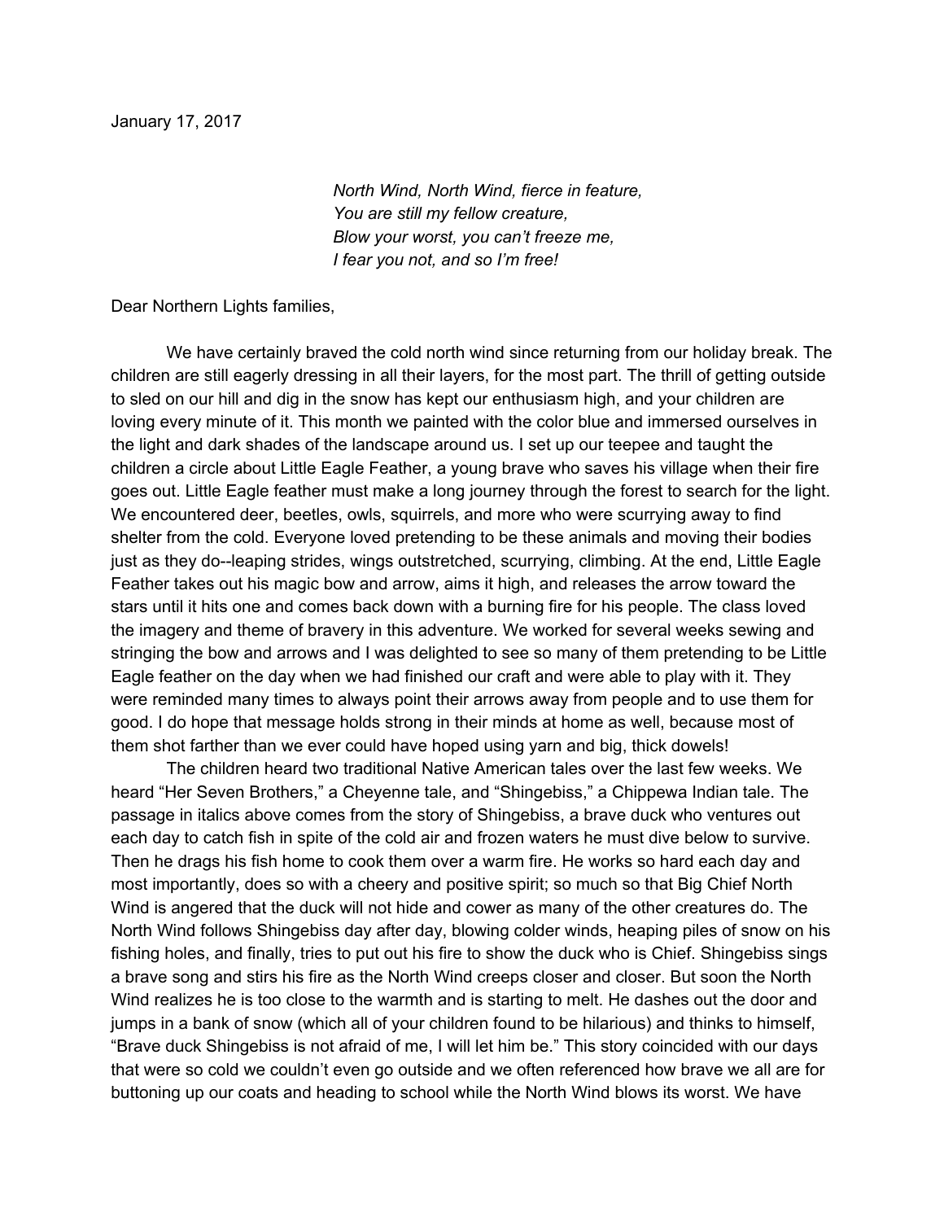January 17, 2017

*North Wind, North Wind, fierce in feature,*
*You are still my fellow creature,*
*Blow your worst, you can't freeze me,*
*I fear you not, and so I'm free!*

Dear Northern Lights families,

We have certainly braved the cold north wind since returning from our holiday break. The children are still eagerly dressing in all their layers, for the most part. The thrill of getting outside to sled on our hill and dig in the snow has kept our enthusiasm high, and your children are loving every minute of it. This month we painted with the color blue and immersed ourselves in the light and dark shades of the landscape around us. I set up our teepee and taught the children a circle about Little Eagle Feather, a young brave who saves his village when their fire goes out. Little Eagle feather must make a long journey through the forest to search for the light. We encountered deer, beetles, owls, squirrels, and more who were scurrying away to find shelter from the cold. Everyone loved pretending to be these animals and moving their bodies just as they do--leaping strides, wings outstretched, scurrying, climbing. At the end, Little Eagle Feather takes out his magic bow and arrow, aims it high, and releases the arrow toward the stars until it hits one and comes back down with a burning fire for his people. The class loved the imagery and theme of bravery in this adventure. We worked for several weeks sewing and stringing the bow and arrows and I was delighted to see so many of them pretending to be Little Eagle feather on the day when we had finished our craft and were able to play with it. They were reminded many times to always point their arrows away from people and to use them for good. I do hope that message holds strong in their minds at home as well, because most of them shot farther than we ever could have hoped using yarn and big, thick dowels!

The children heard two traditional Native American tales over the last few weeks. We heard "Her Seven Brothers," a Cheyenne tale, and "Shingebiss," a Chippewa Indian tale. The passage in italics above comes from the story of Shingebiss, a brave duck who ventures out each day to catch fish in spite of the cold air and frozen waters he must dive below to survive. Then he drags his fish home to cook them over a warm fire. He works so hard each day and most importantly, does so with a cheery and positive spirit; so much so that Big Chief North Wind is angered that the duck will not hide and cower as many of the other creatures do. The North Wind follows Shingebiss day after day, blowing colder winds, heaping piles of snow on his fishing holes, and finally, tries to put out his fire to show the duck who is Chief. Shingebiss sings a brave song and stirs his fire as the North Wind creeps closer and closer. But soon the North Wind realizes he is too close to the warmth and is starting to melt. He dashes out the door and jumps in a bank of snow (which all of your children found to be hilarious) and thinks to himself, "Brave duck Shingebiss is not afraid of me, I will let him be." This story coincided with our days that were so cold we couldn't even go outside and we often referenced how brave we all are for buttoning up our coats and heading to school while the North Wind blows its worst. We have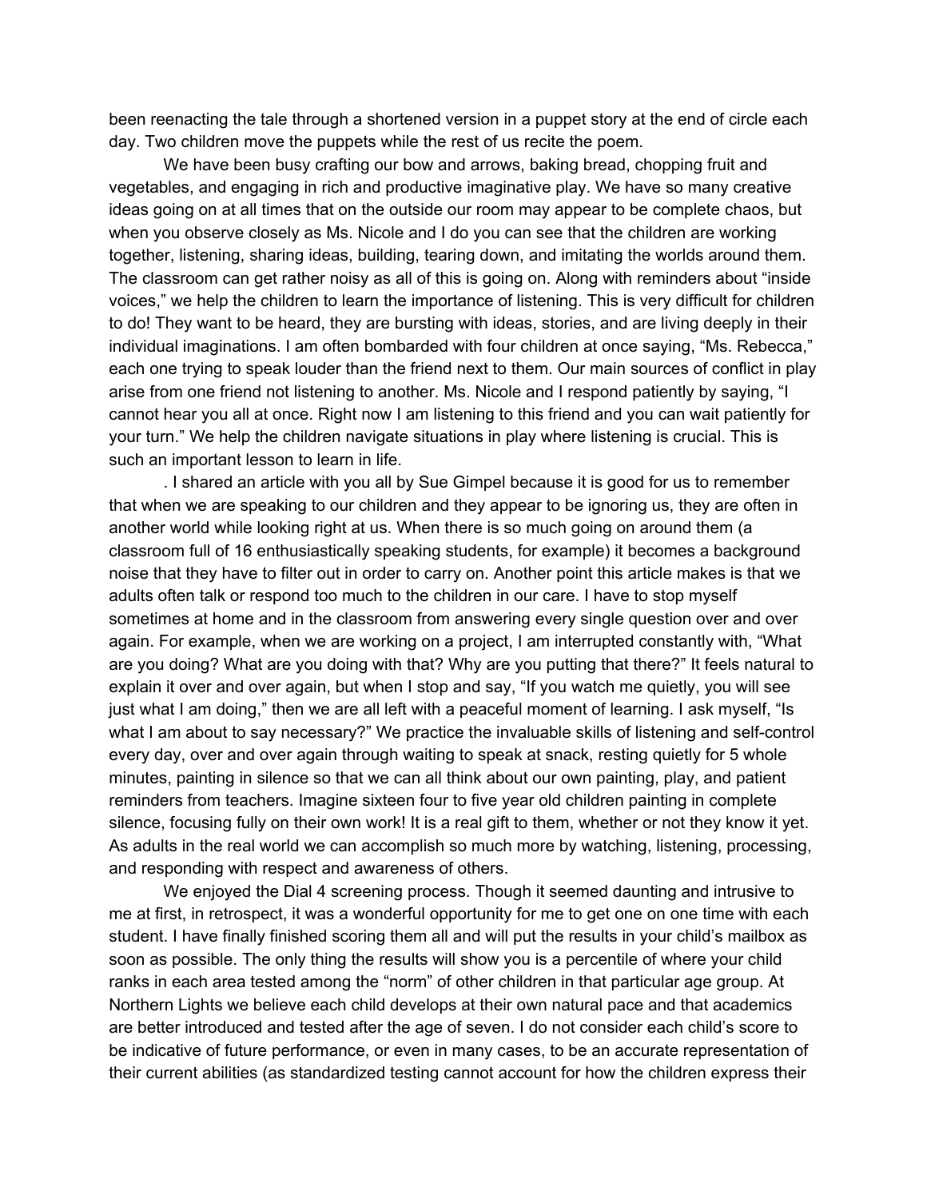been reenacting the tale through a shortened version in a puppet story at the end of circle each day. Two children move the puppets while the rest of us recite the poem.

We have been busy crafting our bow and arrows, baking bread, chopping fruit and vegetables, and engaging in rich and productive imaginative play. We have so many creative ideas going on at all times that on the outside our room may appear to be complete chaos, but when you observe closely as Ms. Nicole and I do you can see that the children are working together, listening, sharing ideas, building, tearing down, and imitating the worlds around them. The classroom can get rather noisy as all of this is going on. Along with reminders about "inside voices," we help the children to learn the importance of listening. This is very difficult for children to do! They want to be heard, they are bursting with ideas, stories, and are living deeply in their individual imaginations. I am often bombarded with four children at once saying, "Ms. Rebecca," each one trying to speak louder than the friend next to them. Our main sources of conflict in play arise from one friend not listening to another. Ms. Nicole and I respond patiently by saying, "I cannot hear you all at once. Right now I am listening to this friend and you can wait patiently for your turn." We help the children navigate situations in play where listening is crucial. This is such an important lesson to learn in life.

. I shared an article with you all by Sue Gimpel because it is good for us to remember that when we are speaking to our children and they appear to be ignoring us, they are often in another world while looking right at us. When there is so much going on around them (a classroom full of 16 enthusiastically speaking students, for example) it becomes a background noise that they have to filter out in order to carry on. Another point this article makes is that we adults often talk or respond too much to the children in our care. I have to stop myself sometimes at home and in the classroom from answering every single question over and over again. For example, when we are working on a project, I am interrupted constantly with, "What are you doing? What are you doing with that? Why are you putting that there?" It feels natural to explain it over and over again, but when I stop and say, "If you watch me quietly, you will see just what I am doing," then we are all left with a peaceful moment of learning. I ask myself, "Is what I am about to say necessary?" We practice the invaluable skills of listening and self-control every day, over and over again through waiting to speak at snack, resting quietly for 5 whole minutes, painting in silence so that we can all think about our own painting, play, and patient reminders from teachers. Imagine sixteen four to five year old children painting in complete silence, focusing fully on their own work! It is a real gift to them, whether or not they know it yet. As adults in the real world we can accomplish so much more by watching, listening, processing, and responding with respect and awareness of others.

We enjoyed the Dial 4 screening process. Though it seemed daunting and intrusive to me at first, in retrospect, it was a wonderful opportunity for me to get one on one time with each student. I have finally finished scoring them all and will put the results in your child's mailbox as soon as possible. The only thing the results will show you is a percentile of where your child ranks in each area tested among the "norm" of other children in that particular age group. At Northern Lights we believe each child develops at their own natural pace and that academics are better introduced and tested after the age of seven. I do not consider each child's score to be indicative of future performance, or even in many cases, to be an accurate representation of their current abilities (as standardized testing cannot account for how the children express their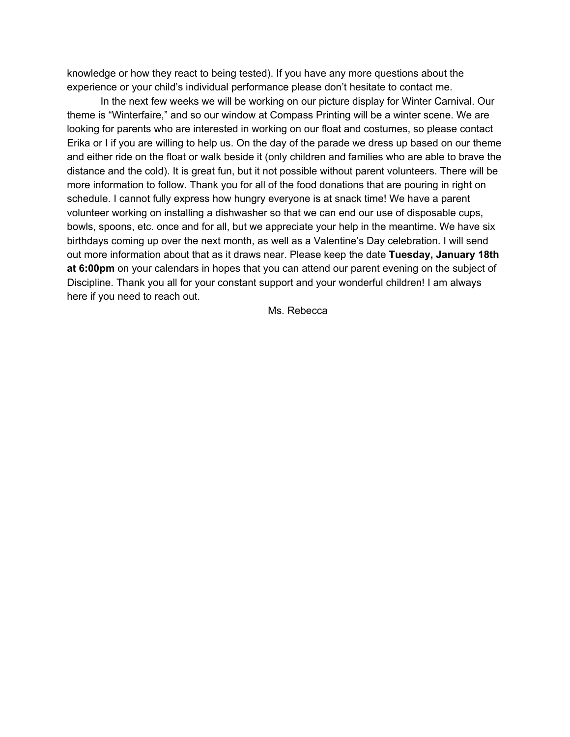knowledge or how they react to being tested). If you have any more questions about the experience or your child's individual performance please don't hesitate to contact me.

In the next few weeks we will be working on our picture display for Winter Carnival. Our theme is "Winterfaire," and so our window at Compass Printing will be a winter scene. We are looking for parents who are interested in working on our float and costumes, so please contact Erika or I if you are willing to help us. On the day of the parade we dress up based on our theme and either ride on the float or walk beside it (only children and families who are able to brave the distance and the cold). It is great fun, but it not possible without parent volunteers. There will be more information to follow. Thank you for all of the food donations that are pouring in right on schedule. I cannot fully express how hungry everyone is at snack time! We have a parent volunteer working on installing a dishwasher so that we can end our use of disposable cups, bowls, spoons, etc. once and for all, but we appreciate your help in the meantime. We have six birthdays coming up over the next month, as well as a Valentine's Day celebration. I will send out more information about that as it draws near. Please keep the date **Tuesday, January 18th at 6:00pm** on your calendars in hopes that you can attend our parent evening on the subject of Discipline. Thank you all for your constant support and your wonderful children! I am always here if you need to reach out.

Ms. Rebecca